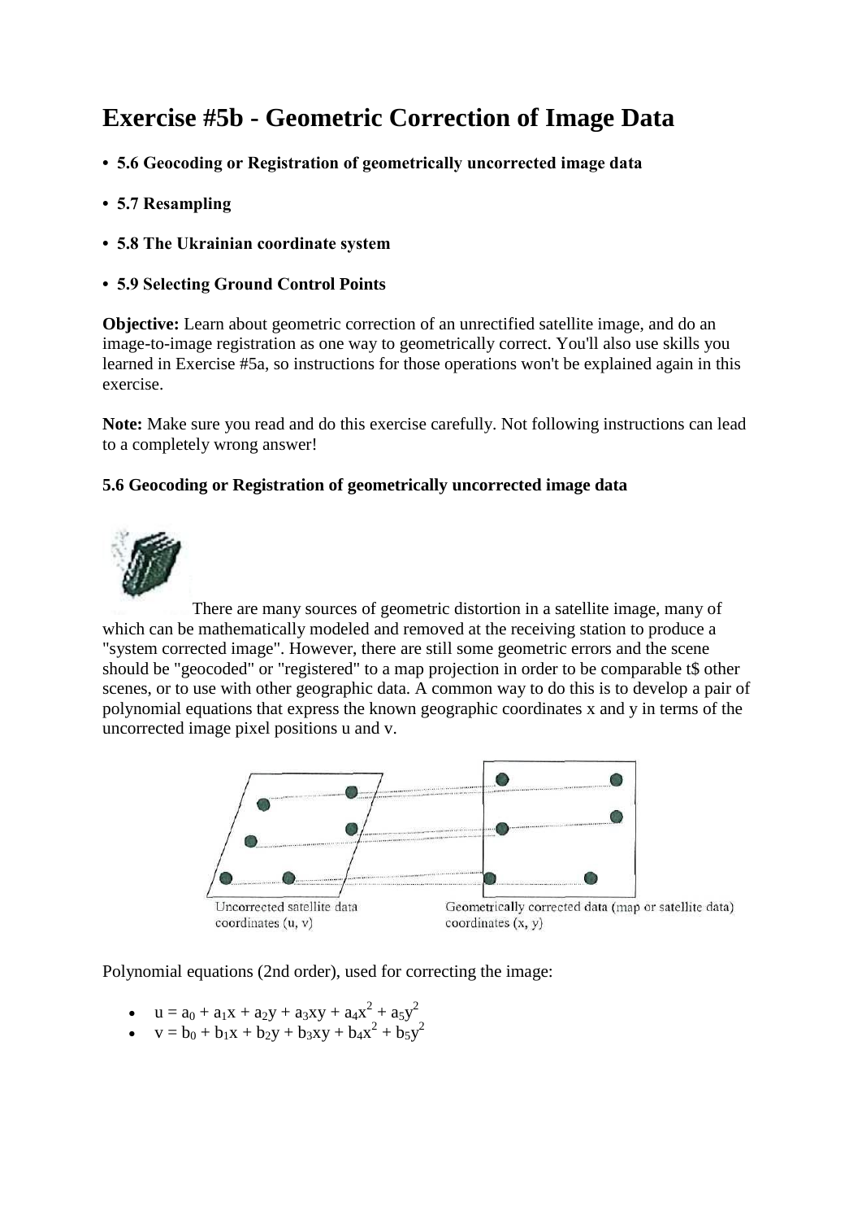# Exercise #5b - Geometric Correction of Image Data

- **5.6 Geocoding or Registration of geometrically uncorrected image data**
- **5.7 Resampling**
- **5.8 The Ukrainian coordinate system**
- **5.9 Selecting Ground Control Points**

**Objective:** Learn about geometric correction of an unrectified satellite image, and do an image-to-image registration as one way to geometrically correct. You'll also use skills you learned in Exercise #5a, so instructions for those operations won't be explained again in this exercise.

**Note:** Make sure you read and do this exercise carefully. Not following instructions can lead to a completely wrong answer!

### 5.6 Geocoding or Registration of geometrically uncorrected image data

There are many sources of geometric distortion in a satellite image, many of which can be mathematically modeled and removed at the receiving station to produce a "system corrected image". However, there are still some geometric errors and the scene should be "geocoded" or "registered" to a map projection in order to be comparable t$ other scenes, or to use with other geographic data. A common way to do this is to develop a pair of polynomial equations that express the known geographic coordinates x and y in terms of the uncorrected image pixel positions u and v.

Uncorrected satellite data coordinates (u, v)

Geometrically corrected data (map or satellite data) coordinates (x, y)

Polynomial equations (2nd order), used for correcting the image:

- $u = a_0 + a_1x + a_2y + a_3xy + a_4x^2 + a_5y^2$
- $v = b_0 + b_1x + b_2y + b_3xy + b_4x^2 + b_5y^2$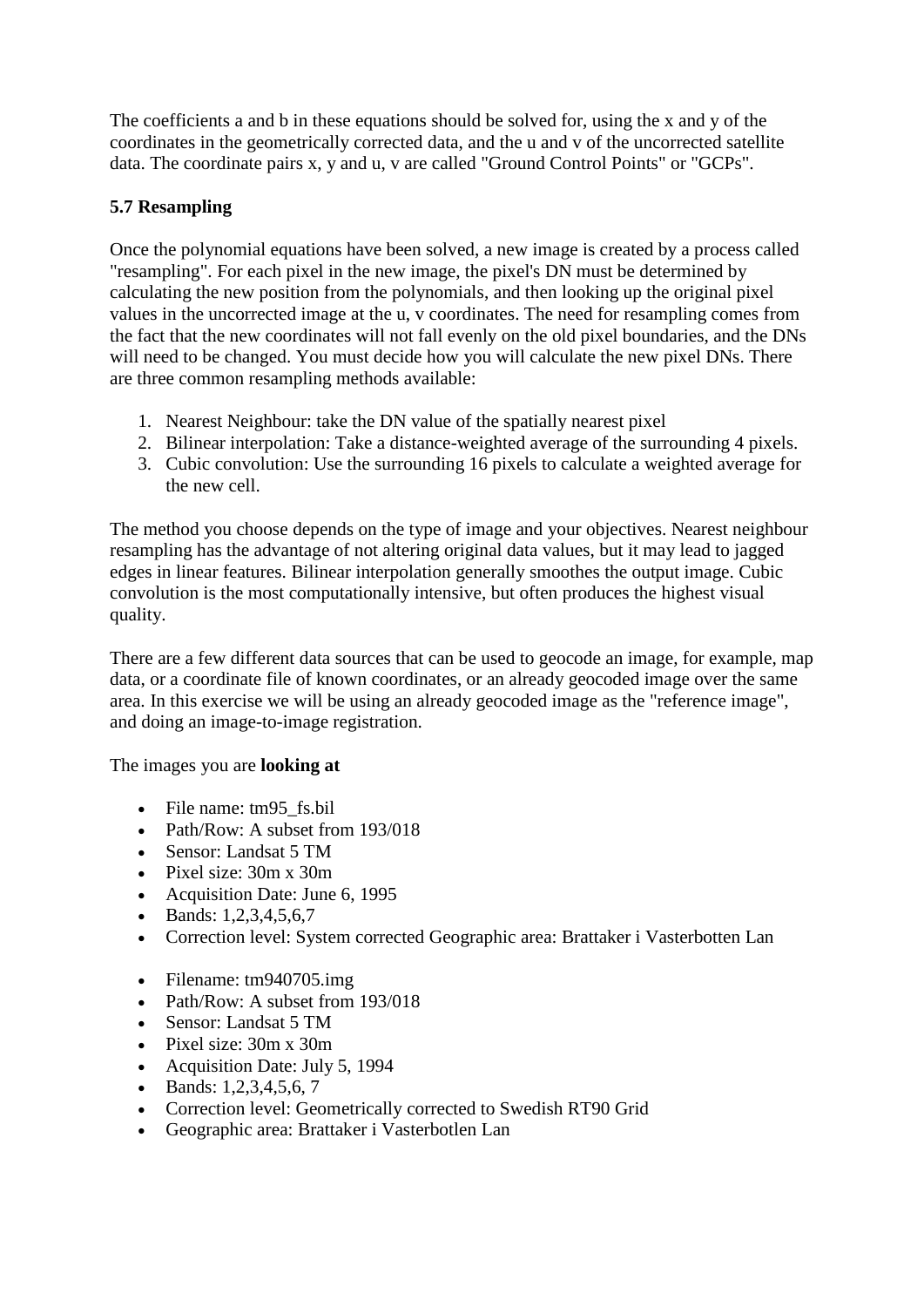The coefficients a and b in these equations should be solved for, using the x and y of the coordinates in the geometrically corrected data, and the u and v of the uncorrected satellite data. The coordinate pairs x, y and u, v are called "Ground Control Points" or "GCPs".

### 5.7 Resampling

Once the polynomial equations have been solved, a new image is created by a process called "resampling". For each pixel in the new image, the pixel's DN must be determined by calculating the new position from the polynomials, and then looking up the original pixel values in the uncorrected image at the u, v coordinates. The need for resampling comes from the fact that the new coordinates will not fall evenly on the old pixel boundaries, and the DNs will need to be changed. You must decide how you will calculate the new pixel DNs. There are three common resampling methods available:

1. Nearest Neighbour: take the DN value of the spatially nearest pixel
2. Bilinear interpolation: Take a distance-weighted average of the surrounding 4 pixels.
3. Cubic convolution: Use the surrounding 16 pixels to calculate a weighted average for the new cell.

The method you choose depends on the type of image and your objectives. Nearest neighbour resampling has the advantage of not altering original data values, but it may lead to jagged edges in linear features. Bilinear interpolation generally smoothes the output image. Cubic convolution is the most computationally intensive, but often produces the highest visual quality.

There are a few different data sources that can be used to geocode an image, for example, map data, or a coordinate file of known coordinates, or an already geocoded image over the same area. In this exercise we will be using an already geocoded image as the "reference image", and doing an image-to-image registration.

The images you are **looking at**

- File name: tm95_fs.bil
- Path/Row: A subset from 193/018
- Sensor: Landsat 5 TM
- Pixel size: 30m x 30m
- Acquisition Date: June 6, 1995
- Bands: 1,2,3,4,5,6,7
- Correction level: System corrected Geographic area: Brattaker i Vasterbotten Lan

- Filename: tm940705.img
- Path/Row: A subset from 193/018
- Sensor: Landsat 5 TM
- Pixel size: 30m x 30m
- Acquisition Date: July 5, 1994
- Bands: 1,2,3,4,5,6, 7
- Correction level: Geometrically corrected to Swedish RT90 Grid
- Geographic area: Brattaker i Vasterbotlen Lan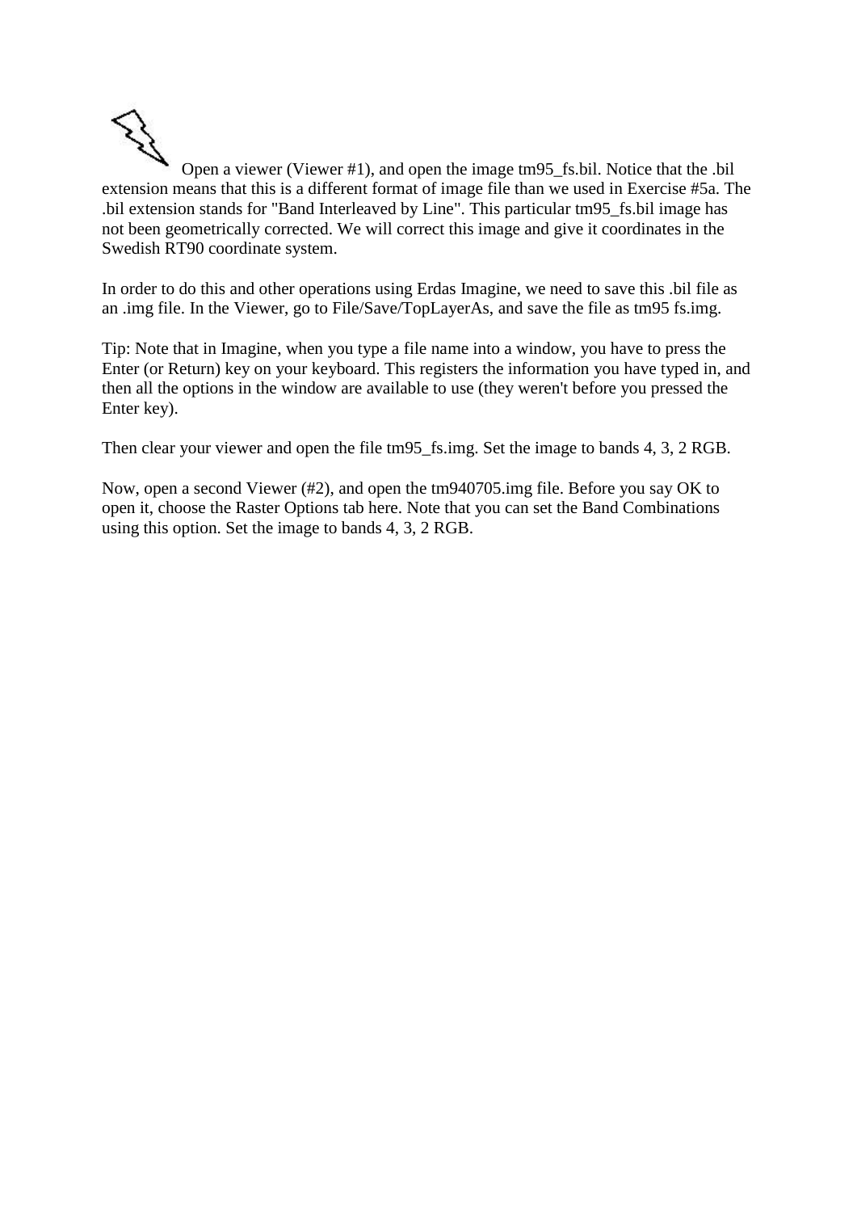Open a viewer (Viewer #1), and open the image tm95_fs.bil. Notice that the .bil extension means that this is a different format of image file than we used in Exercise #5a. The .bil extension stands for "Band Interleaved by Line". This particular tm95_fs.bil image has not been geometrically corrected. We will correct this image and give it coordinates in the Swedish RT90 coordinate system.

In order to do this and other operations using Erdas Imagine, we need to save this .bil file as an .img file. In the Viewer, go to File/Save/TopLayerAs, and save the file as tm95 fs.img.

Tip: Note that in Imagine, when you type a file name into a window, you have to press the Enter (or Return) key on your keyboard. This registers the information you have typed in, and then all the options in the window are available to use (they weren't before you pressed the Enter key).

Then clear your viewer and open the file tm95_fs.img. Set the image to bands 4, 3, 2 RGB.

Now, open a second Viewer (#2), and open the tm940705.img file. Before you say OK to open it, choose the Raster Options tab here. Note that you can set the Band Combinations using this option. Set the image to bands 4, 3, 2 RGB.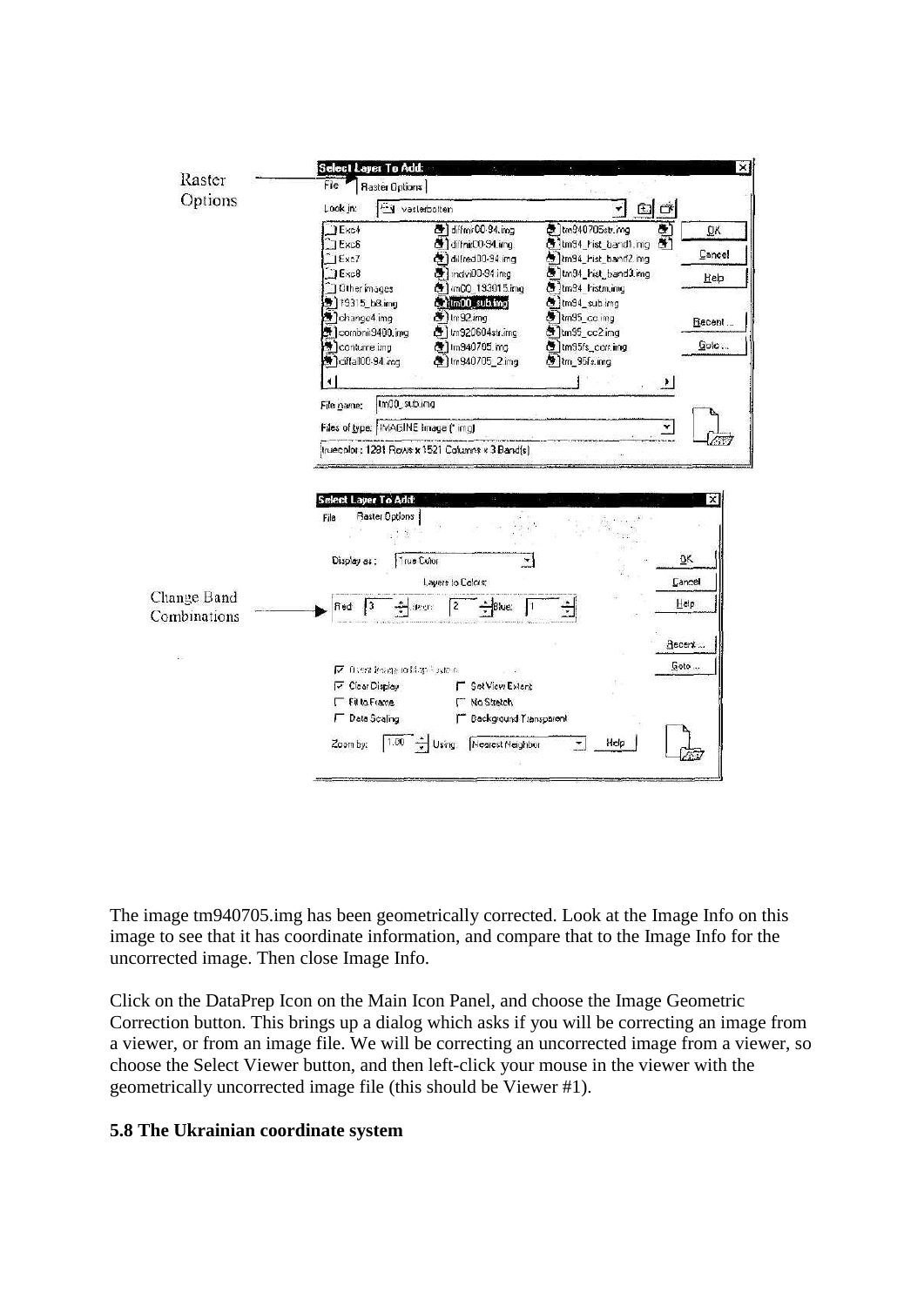Raster Options

Change Band Combinations

The image tm940705.img has been geometrically corrected. Look at the Image Info on this image to see that it has coordinate information, and compare that to the Image Info for the uncorrected image. Then close Image Info.

Click on the DataPrep Icon on the Main Icon Panel, and choose the Image Geometric Correction button. This brings up a dialog which asks if you will be correcting an image from a viewer, or from an image file. We will be correcting an uncorrected image from a viewer, so choose the Select Viewer button, and then left-click your mouse in the viewer with the geometrically uncorrected image file (this should be Viewer #1).

### 5.8 The Ukrainian coordinate system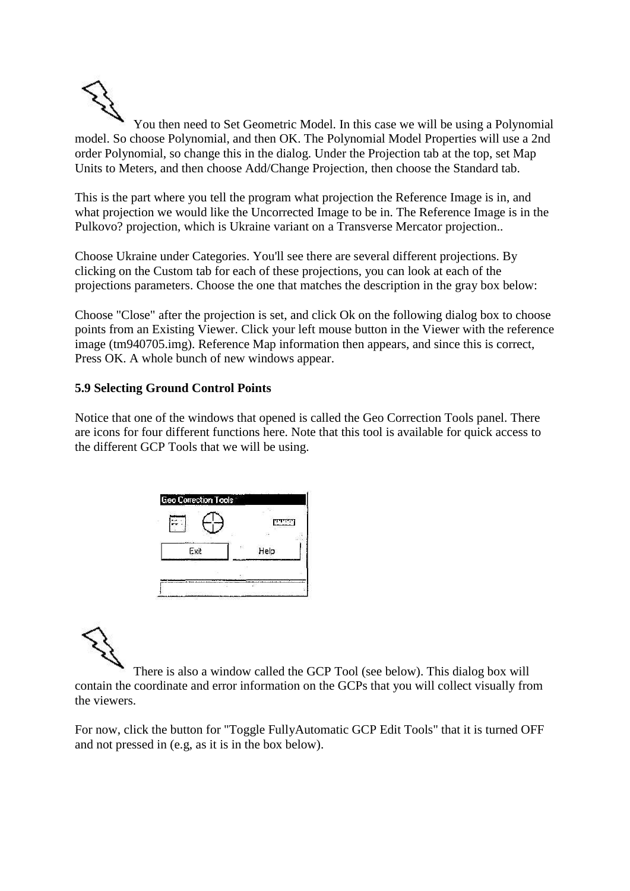You then need to Set Geometric Model. In this case we will be using a Polynomial model. So choose Polynomial, and then OK. The Polynomial Model Properties will use a 2nd order Polynomial, so change this in the dialog. Under the Projection tab at the top, set Map Units to Meters, and then choose Add/Change Projection, then choose the Standard tab.

This is the part where you tell the program what projection the Reference Image is in, and what projection we would like the Uncorrected Image to be in. The Reference Image is in the Pulkovo? projection, which is Ukraine variant on a Transverse Mercator projection..

Choose Ukraine under Categories. You'll see there are several different projections. By clicking on the Custom tab for each of these projections, you can look at each of the projections parameters. Choose the one that matches the description in the gray box below:

Choose "Close" after the projection is set, and click Ok on the following dialog box to choose points from an Existing Viewer. Click your left mouse button in the Viewer with the reference image (tm940705.img). Reference Map information then appears, and since this is correct, Press OK. A whole bunch of new windows appear.

### 5.9 Selecting Ground Control Points

Notice that one of the windows that opened is called the Geo Correction Tools panel. There are icons for four different functions here. Note that this tool is available for quick access to the different GCP Tools that we will be using.

There is also a window called the GCP Tool (see below). This dialog box will contain the coordinate and error information on the GCPs that you will collect visually from the viewers.

For now, click the button for "Toggle FullyAutomatic GCP Edit Tools" that it is turned OFF and not pressed in (e.g, as it is in the box below).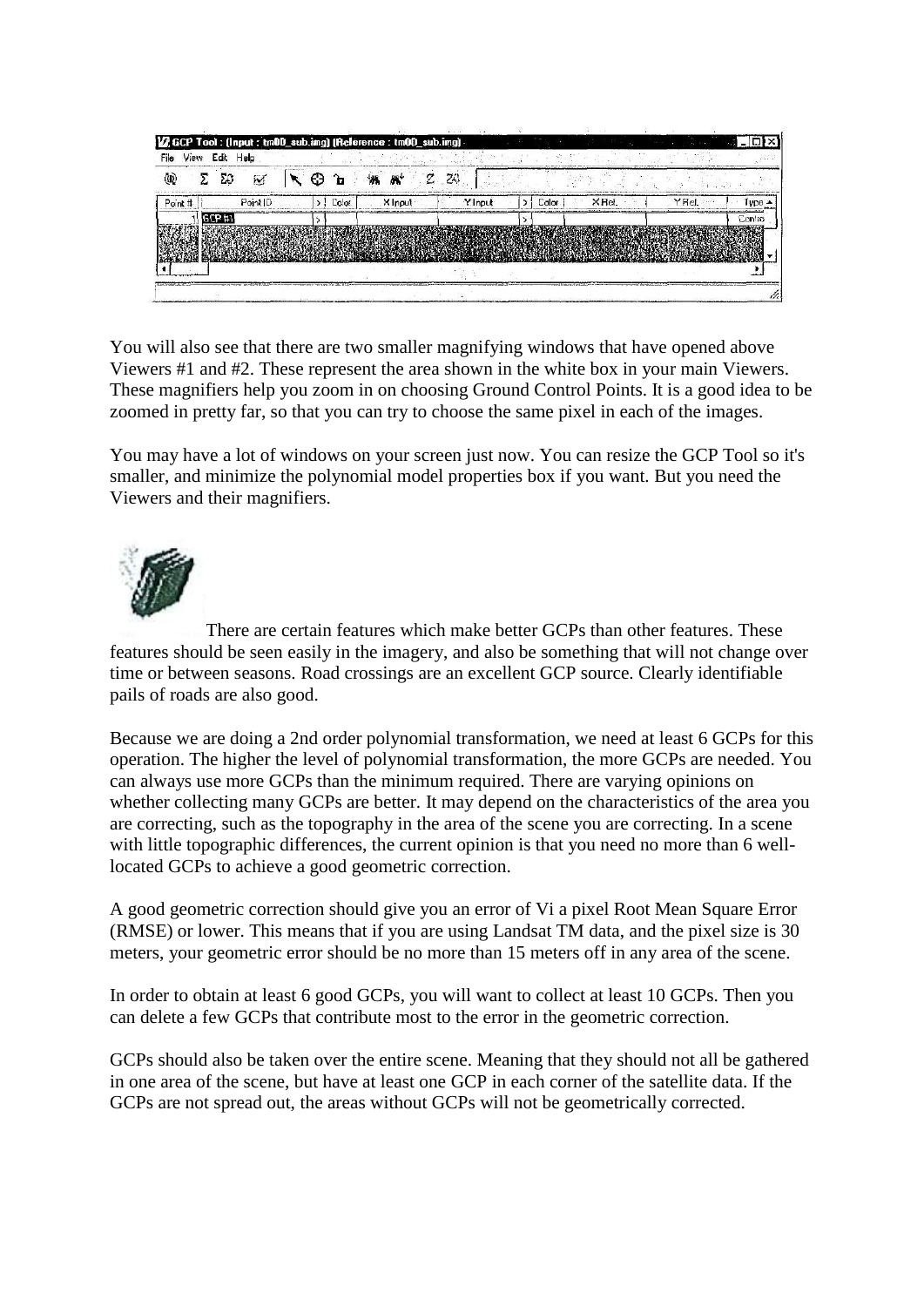You will also see that there are two smaller magnifying windows that have opened above Viewers #1 and #2. These represent the area shown in the white box in your main Viewers. These magnifiers help you zoom in on choosing Ground Control Points. It is a good idea to be zoomed in pretty far, so that you can try to choose the same pixel in each of the images.

You may have a lot of windows on your screen just now. You can resize the GCP Tool so it's smaller, and minimize the polynomial model properties box if you want. But you need the Viewers and their magnifiers.

There are certain features which make better GCPs than other features. These features should be seen easily in the imagery, and also be something that will not change over time or between seasons. Road crossings are an excellent GCP source. Clearly identifiable pails of roads are also good.

Because we are doing a 2nd order polynomial transformation, we need at least 6 GCPs for this operation. The higher the level of polynomial transformation, the more GCPs are needed. You can always use more GCPs than the minimum required. There are varying opinions on whether collecting many GCPs are better. It may depend on the characteristics of the area you are correcting, such as the topography in the area of the scene you are correcting. In a scene with little topographic differences, the current opinion is that you need no more than 6 well-located GCPs to achieve a good geometric correction.

A good geometric correction should give you an error of Vi a pixel Root Mean Square Error (RMSE) or lower. This means that if you are using Landsat TM data, and the pixel size is 30 meters, your geometric error should be no more than 15 meters off in any area of the scene.

In order to obtain at least 6 good GCPs, you will want to collect at least 10 GCPs. Then you can delete a few GCPs that contribute most to the error in the geometric correction.

GCPs should also be taken over the entire scene. Meaning that they should not all be gathered in one area of the scene, but have at least one GCP in each corner of the satellite data. If the GCPs are not spread out, the areas without GCPs will not be geometrically corrected.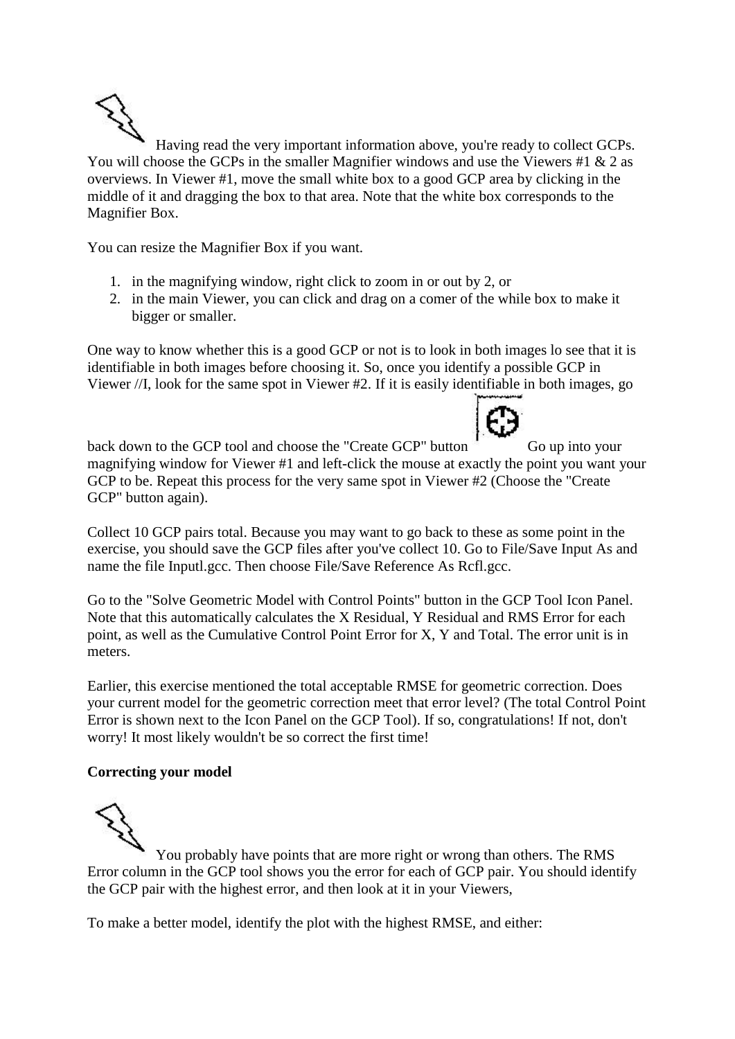Having read the very important information above, you're ready to collect GCPs. You will choose the GCPs in the smaller Magnifier windows and use the Viewers #1 & 2 as overviews. In Viewer #1, move the small white box to a good GCP area by clicking in the middle of it and dragging the box to that area. Note that the white box corresponds to the Magnifier Box.

You can resize the Magnifier Box if you want.

1. in the magnifying window, right click to zoom in or out by 2, or
2. in the main Viewer, you can click and drag on a comer of the while box to make it bigger or smaller.

One way to know whether this is a good GCP or not is to look in both images lo see that it is identifiable in both images before choosing it. So, once you identify a possible GCP in Viewer //I, look for the same spot in Viewer #2. If it is easily identifiable in both images, go back down to the GCP tool and choose the "Create GCP" button Go up into your magnifying window for Viewer #1 and left-click the mouse at exactly the point you want your GCP to be. Repeat this process for the very same spot in Viewer #2 (Choose the "Create GCP" button again).

Collect 10 GCP pairs total. Because you may want to go back to these as some point in the exercise, you should save the GCP files after you've collect 10. Go to File/Save Input As and name the file Inputl.gcc. Then choose File/Save Reference As Rcfl.gcc.

Go to the "Solve Geometric Model with Control Points" button in the GCP Tool Icon Panel. Note that this automatically calculates the X Residual, Y Residual and RMS Error for each point, as well as the Cumulative Control Point Error for X, Y and Total. The error unit is in meters.

Earlier, this exercise mentioned the total acceptable RMSE for geometric correction. Does your current model for the geometric correction meet that error level? (The total Control Point Error is shown next to the Icon Panel on the GCP Tool). If so, congratulations! If not, don't worry! It most likely wouldn't be so correct the first time!

**Correcting your model**

You probably have points that are more right or wrong than others. The RMS Error column in the GCP tool shows you the error for each of GCP pair. You should identify the GCP pair with the highest error, and then look at it in your Viewers,

To make a better model, identify the plot with the highest RMSE, and either: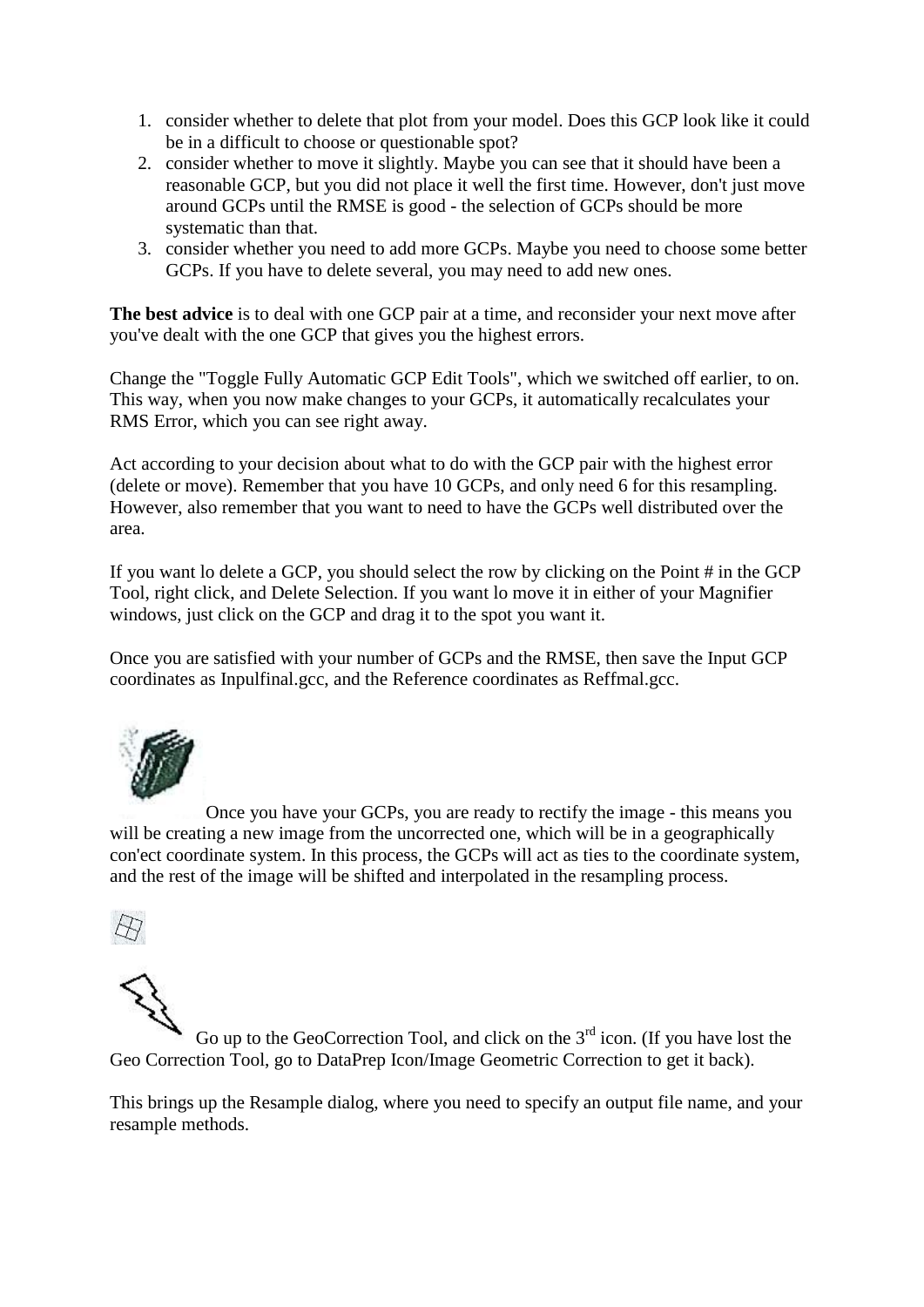1. consider whether to delete that plot from your model. Does this GCP look like it could be in a difficult to choose or questionable spot?
2. consider whether to move it slightly. Maybe you can see that it should have been a reasonable GCP, but you did not place it well the first time. However, don't just move around GCPs until the RMSE is good - the selection of GCPs should be more systematic than that.
3. consider whether you need to add more GCPs. Maybe you need to choose some better GCPs. If you have to delete several, you may need to add new ones.

**The best advice** is to deal with one GCP pair at a time, and reconsider your next move after you've dealt with the one GCP that gives you the highest errors.

Change the "Toggle Fully Automatic GCP Edit Tools", which we switched off earlier, to on. This way, when you now make changes to your GCPs, it automatically recalculates your RMS Error, which you can see right away.

Act according to your decision about what to do with the GCP pair with the highest error (delete or move). Remember that you have 10 GCPs, and only need 6 for this resampling. However, also remember that you want to need to have the GCPs well distributed over the area.

If you want lo delete a GCP, you should select the row by clicking on the Point # in the GCP Tool, right click, and Delete Selection. If you want lo move it in either of your Magnifier windows, just click on the GCP and drag it to the spot you want it.

Once you are satisfied with your number of GCPs and the RMSE, then save the Input GCP coordinates as Inpulfinal.gcc, and the Reference coordinates as Reffmal.gcc.

Once you have your GCPs, you are ready to rectify the image - this means you will be creating a new image from the uncorrected one, which will be in a geographically con'ect coordinate system. In this process, the GCPs will act as ties to the coordinate system, and the rest of the image will be shifted and interpolated in the resampling process.

Go up to the GeoCorrection Tool, and click on the 3rd icon. (If you have lost the Geo Correction Tool, go to DataPrep Icon/Image Geometric Correction to get it back).

This brings up the Resample dialog, where you need to specify an output file name, and your resample methods.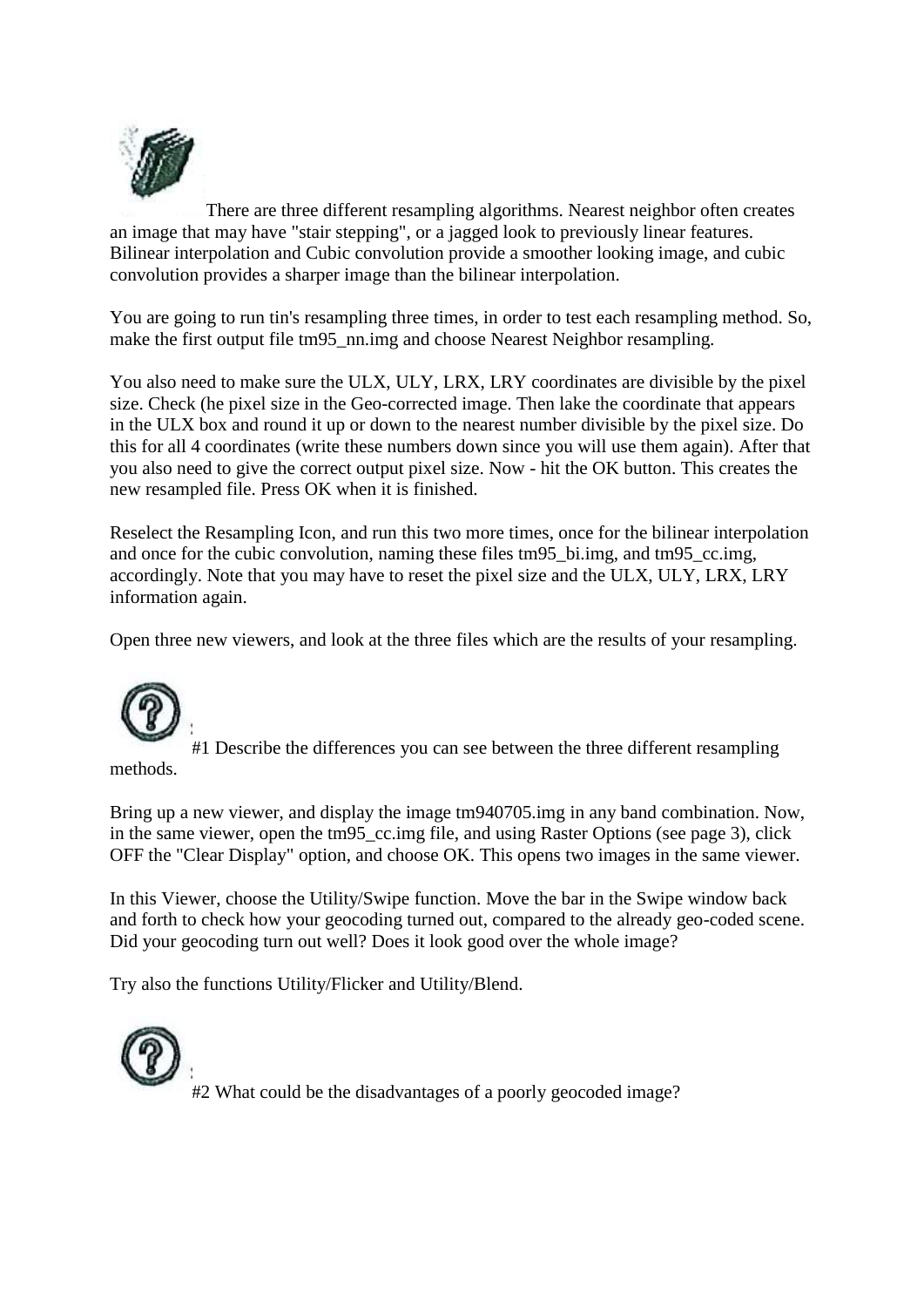There are three different resampling algorithms. Nearest neighbor often creates an image that may have "stair stepping", or a jagged look to previously linear features. Bilinear interpolation and Cubic convolution provide a smoother looking image, and cubic convolution provides a sharper image than the bilinear interpolation.

You are going to run tin's resampling three times, in order to test each resampling method. So, make the first output file tm95_nn.img and choose Nearest Neighbor resampling.

You also need to make sure the ULX, ULY, LRX, LRY coordinates are divisible by the pixel size. Check (he pixel size in the Geo-corrected image. Then lake the coordinate that appears in the ULX box and round it up or down to the nearest number divisible by the pixel size. Do this for all 4 coordinates (write these numbers down since you will use them again). After that you also need to give the correct output pixel size. Now - hit the OK button. This creates the new resampled file. Press OK when it is finished.

Reselect the Resampling Icon, and run this two more times, once for the bilinear interpolation and once for the cubic convolution, naming these files tm95_bi.img, and tm95_cc.img, accordingly. Note that you may have to reset the pixel size and the ULX, ULY, LRX, LRY information again.

Open three new viewers, and look at the three files which are the results of your resampling.

#1 Describe the differences you can see between the three different resampling methods.

Bring up a new viewer, and display the image tm940705.img in any band combination. Now, in the same viewer, open the tm95_cc.img file, and using Raster Options (see page 3), click OFF the "Clear Display" option, and choose OK. This opens two images in the same viewer.

In this Viewer, choose the Utility/Swipe function. Move the bar in the Swipe window back and forth to check how your geocoding turned out, compared to the already geo-coded scene. Did your geocoding turn out well? Does it look good over the whole image?

Try also the functions Utility/Flicker and Utility/Blend.

#2 What could be the disadvantages of a poorly geocoded image?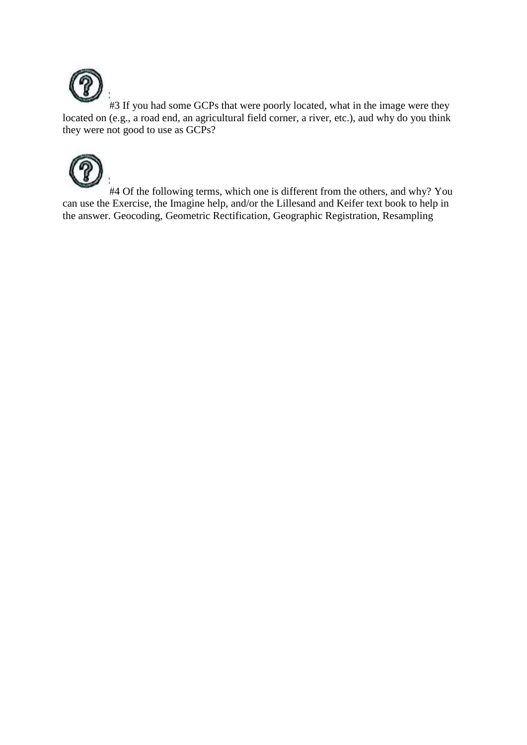#3 If you had some GCPs that were poorly located, what in the image were they located on (e.g., a road end, an agricultural field corner, a river, etc.), aud why do you think they were not good to use as GCPs?

#4 Of the following terms, which one is different from the others, and why? You can use the Exercise, the Imagine help, and/or the Lillesand and Keifer text book to help in the answer. Geocoding, Geometric Rectification, Geographic Registration, Resampling